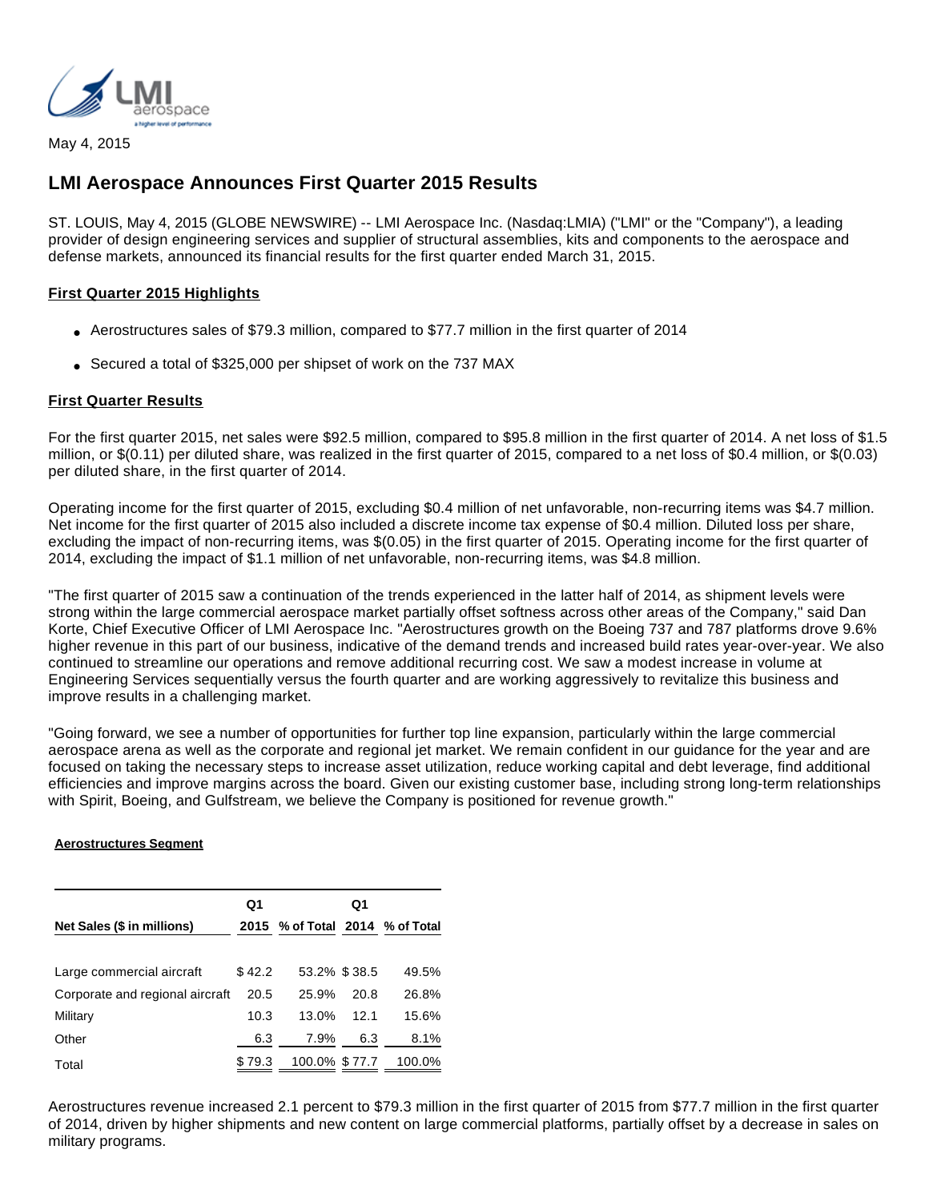May 4, 2015

# LMI Aerospace Announces First Quarter 2015 Results

ST. LOUIS, May 4, 2015 (GLOBE NEWSWIRE) -- LMI Aerospace Inc. (Nasdaq:LMIA) ("LMI" or the "Company"), a leading provider of design engineering services and supplier of structural assemblies, kits and components to the aerospace and defense markets, announced its financial results for the first quarter ended March 31, 2015.

## First Quarter 2015 Highlights

- Aerostructures sales of $79.3 million, compared to $77.7 million in the first quarter of 2014
- Secured a total of $325,000 per shipset of work on the 737 MAX

## First Quarter Results

For the first quarter 2015, net sales were $92.5 million, compared to $95.8 million in the first quarter of 2014. A net loss of $1.5 million, or $(0.11) per diluted share, was realized in the first quarter of 2015, compared to a net loss of $0.4 million, or $(0.03) per diluted share, in the first quarter of 2014.

Operating income for the first quarter of 2015, excluding $0.4 million of net unfavorable, non-recurring items was $4.7 million. Net income for the first quarter of 2015 also included a discrete income tax expense of $0.4 million. Diluted loss per share, excluding the impact of non-recurring items, was $(0.05) in the first quarter of 2015. Operating income for the first quarter of 2014, excluding the impact of $1.1 million of net unfavorable, non-recurring items, was $4.8 million.

"The first quarter of 2015 saw a continuation of the trends experienced in the latter half of 2014, as shipment levels were strong within the large commercial aerospace market partially offset softness across other areas of the Company," said Dan Korte, Chief Executive Officer of LMI Aerospace Inc. "Aerostructures growth on the Boeing 737 and 787 platforms drove 9.6% higher revenue in this part of our business, indicative of the demand trends and increased build rates year-over-year. We also continued to streamline our operations and remove additional recurring cost. We saw a modest increase in volume at Engineering Services sequentially versus the fourth quarter and are working aggressively to revitalize this business and improve results in a challenging market.

"Going forward, we see a number of opportunities for further top line expansion, particularly within the large commercial aerospace arena as well as the corporate and regional jet market. We remain confident in our guidance for the year and are focused on taking the necessary steps to increase asset utilization, reduce working capital and debt leverage, find additional efficiencies and improve margins across the board. Given our existing customer base, including strong long-term relationships with Spirit, Boeing, and Gulfstream, we believe the Company is positioned for revenue growth."

### Aerostructures Segment

| Net Sales ($ in millions) | Q1 2015 | % of Total | Q1 2014 | % of Total |
|---|---|---|---|---|
| Large commercial aircraft | $ 42.2 | 53.2% | $ 38.5 | 49.5% |
| Corporate and regional aircraft | 20.5 | 25.9% | 20.8 | 26.8% |
| Military | 10.3 | 13.0% | 12.1 | 15.6% |
| Other | 6.3 | 7.9% | 6.3 | 8.1% |
| Total | $ 79.3 | 100.0% | $ 77.7 | 100.0% |

Aerostructures revenue increased 2.1 percent to $79.3 million in the first quarter of 2015 from $77.7 million in the first quarter of 2014, driven by higher shipments and new content on large commercial platforms, partially offset by a decrease in sales on military programs.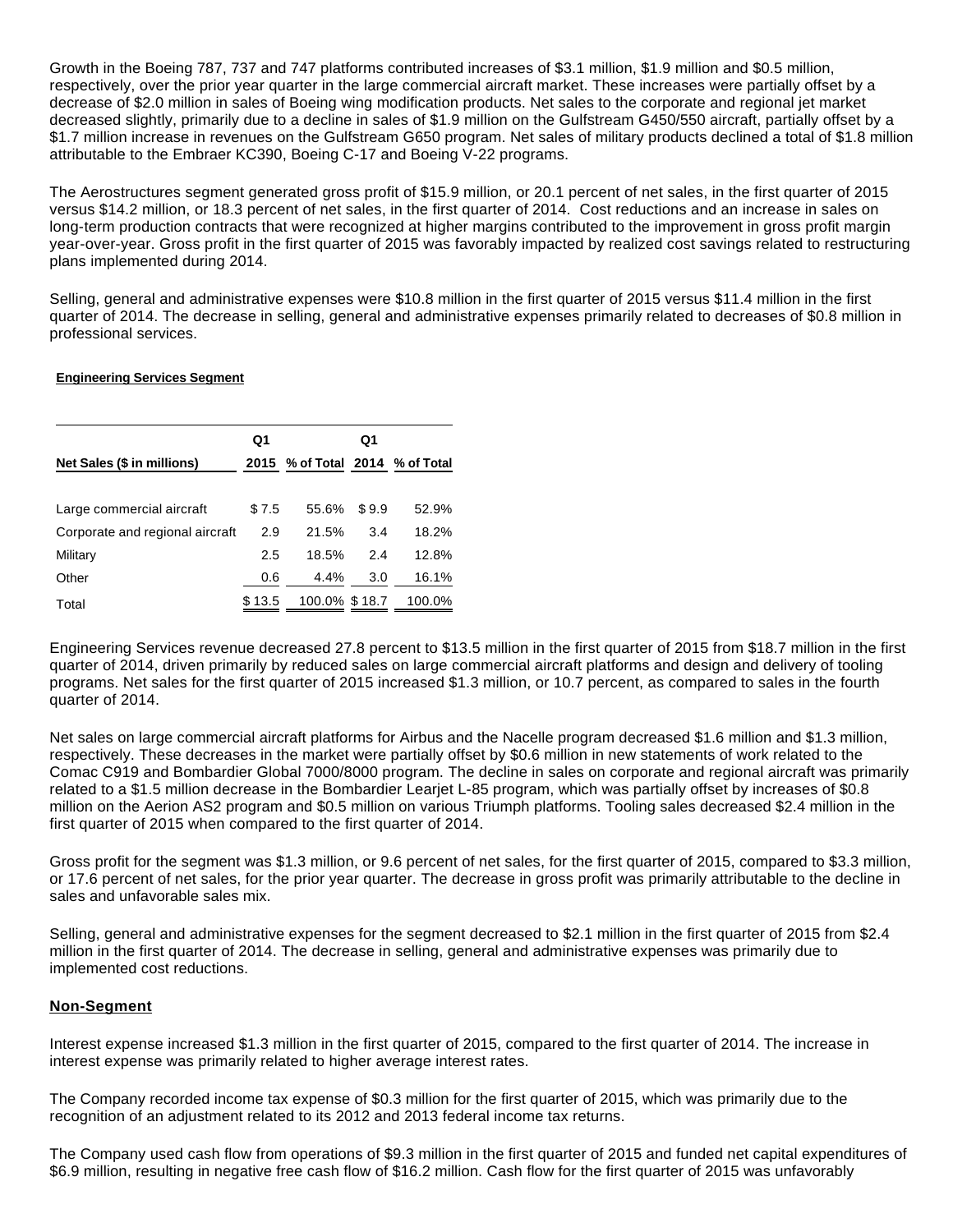Growth in the Boeing 787, 737 and 747 platforms contributed increases of $3.1 million, $1.9 million and $0.5 million, respectively, over the prior year quarter in the large commercial aircraft market. These increases were partially offset by a decrease of $2.0 million in sales of Boeing wing modification products. Net sales to the corporate and regional jet market decreased slightly, primarily due to a decline in sales of $1.9 million on the Gulfstream G450/550 aircraft, partially offset by a $1.7 million increase in revenues on the Gulfstream G650 program. Net sales of military products declined a total of $1.8 million attributable to the Embraer KC390, Boeing C-17 and Boeing V-22 programs.

The Aerostructures segment generated gross profit of $15.9 million, or 20.1 percent of net sales, in the first quarter of 2015 versus $14.2 million, or 18.3 percent of net sales, in the first quarter of 2014. Cost reductions and an increase in sales on long-term production contracts that were recognized at higher margins contributed to the improvement in gross profit margin year-over-year. Gross profit in the first quarter of 2015 was favorably impacted by realized cost savings related to restructuring plans implemented during 2014.

Selling, general and administrative expenses were $10.8 million in the first quarter of 2015 versus $11.4 million in the first quarter of 2014. The decrease in selling, general and administrative expenses primarily related to decreases of $0.8 million in professional services.

**Engineering Services Segment**

| Net Sales ($ in millions) | Q1 2015 | % of Total | Q1 2014 | % of Total |
|---|---|---|---|---|
| Large commercial aircraft | $ 7.5 | 55.6% | $ 9.9 | 52.9% |
| Corporate and regional aircraft | 2.9 | 21.5% | 3.4 | 18.2% |
| Military | 2.5 | 18.5% | 2.4 | 12.8% |
| Other | 0.6 | 4.4% | 3.0 | 16.1% |
| Total | $ 13.5 | 100.0% | $ 18.7 | 100.0% |

Engineering Services revenue decreased 27.8 percent to $13.5 million in the first quarter of 2015 from $18.7 million in the first quarter of 2014, driven primarily by reduced sales on large commercial aircraft platforms and design and delivery of tooling programs. Net sales for the first quarter of 2015 increased $1.3 million, or 10.7 percent, as compared to sales in the fourth quarter of 2014.

Net sales on large commercial aircraft platforms for Airbus and the Nacelle program decreased $1.6 million and $1.3 million, respectively. These decreases in the market were partially offset by $0.6 million in new statements of work related to the Comac C919 and Bombardier Global 7000/8000 program. The decline in sales on corporate and regional aircraft was primarily related to a $1.5 million decrease in the Bombardier Learjet L-85 program, which was partially offset by increases of $0.8 million on the Aerion AS2 program and $0.5 million on various Triumph platforms. Tooling sales decreased $2.4 million in the first quarter of 2015 when compared to the first quarter of 2014.

Gross profit for the segment was $1.3 million, or 9.6 percent of net sales, for the first quarter of 2015, compared to $3.3 million, or 17.6 percent of net sales, for the prior year quarter. The decrease in gross profit was primarily attributable to the decline in sales and unfavorable sales mix.

Selling, general and administrative expenses for the segment decreased to $2.1 million in the first quarter of 2015 from $2.4 million in the first quarter of 2014. The decrease in selling, general and administrative expenses was primarily due to implemented cost reductions.

**Non-Segment**

Interest expense increased $1.3 million in the first quarter of 2015, compared to the first quarter of 2014. The increase in interest expense was primarily related to higher average interest rates.

The Company recorded income tax expense of $0.3 million for the first quarter of 2015, which was primarily due to the recognition of an adjustment related to its 2012 and 2013 federal income tax returns.

The Company used cash flow from operations of $9.3 million in the first quarter of 2015 and funded net capital expenditures of $6.9 million, resulting in negative free cash flow of $16.2 million. Cash flow for the first quarter of 2015 was unfavorably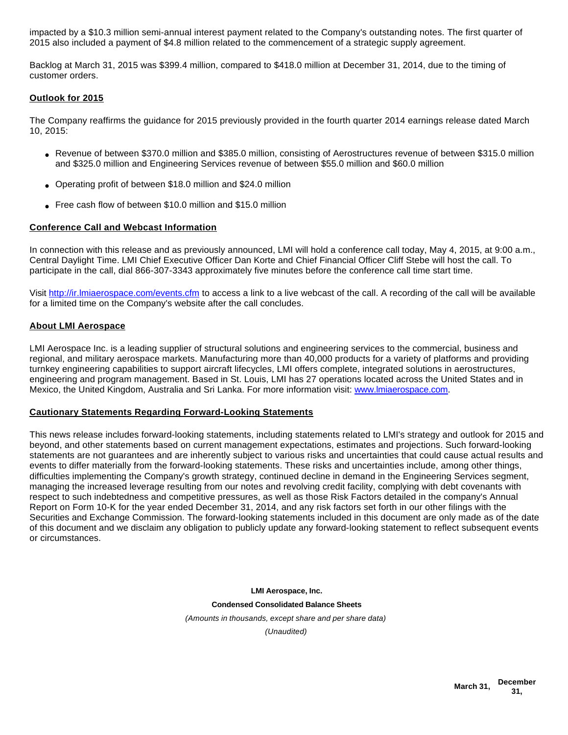impacted by a $10.3 million semi-annual interest payment related to the Company's outstanding notes. The first quarter of 2015 also included a payment of $4.8 million related to the commencement of a strategic supply agreement.

Backlog at March 31, 2015 was $399.4 million, compared to $418.0 million at December 31, 2014, due to the timing of customer orders.

## Outlook for 2015

The Company reaffirms the guidance for 2015 previously provided in the fourth quarter 2014 earnings release dated March 10, 2015:

- Revenue of between $370.0 million and $385.0 million, consisting of Aerostructures revenue of between $315.0 million and $325.0 million and Engineering Services revenue of between $55.0 million and $60.0 million
- Operating profit of between $18.0 million and $24.0 million
- Free cash flow of between $10.0 million and $15.0 million

## Conference Call and Webcast Information

In connection with this release and as previously announced, LMI will hold a conference call today, May 4, 2015, at 9:00 a.m., Central Daylight Time. LMI Chief Executive Officer Dan Korte and Chief Financial Officer Cliff Stebe will host the call. To participate in the call, dial 866-307-3343 approximately five minutes before the conference call time start time.

Visit http://ir.lmiaerospace.com/events.cfm to access a link to a live webcast of the call. A recording of the call will be available for a limited time on the Company's website after the call concludes.

## About LMI Aerospace

LMI Aerospace Inc. is a leading supplier of structural solutions and engineering services to the commercial, business and regional, and military aerospace markets. Manufacturing more than 40,000 products for a variety of platforms and providing turnkey engineering capabilities to support aircraft lifecycles, LMI offers complete, integrated solutions in aerostructures, engineering and program management. Based in St. Louis, LMI has 27 operations located across the United States and in Mexico, the United Kingdom, Australia and Sri Lanka. For more information visit: www.lmiaerospace.com.

## Cautionary Statements Regarding Forward-Looking Statements

This news release includes forward-looking statements, including statements related to LMI's strategy and outlook for 2015 and beyond, and other statements based on current management expectations, estimates and projections. Such forward-looking statements are not guarantees and are inherently subject to various risks and uncertainties that could cause actual results and events to differ materially from the forward-looking statements. These risks and uncertainties include, among other things, difficulties implementing the Company's growth strategy, continued decline in demand in the Engineering Services segment, managing the increased leverage resulting from our notes and revolving credit facility, complying with debt covenants with respect to such indebtedness and competitive pressures, as well as those Risk Factors detailed in the company's Annual Report on Form 10-K for the year ended December 31, 2014, and any risk factors set forth in our other filings with the Securities and Exchange Commission. The forward-looking statements included in this document are only made as of the date of this document and we disclaim any obligation to publicly update any forward-looking statement to reflect subsequent events or circumstances.

**LMI Aerospace, Inc.**

**Condensed Consolidated Balance Sheets**

*(Amounts in thousands, except share and per share data)*

*(Unaudited)*

| | March 31, | December 31, |
|---|---|---|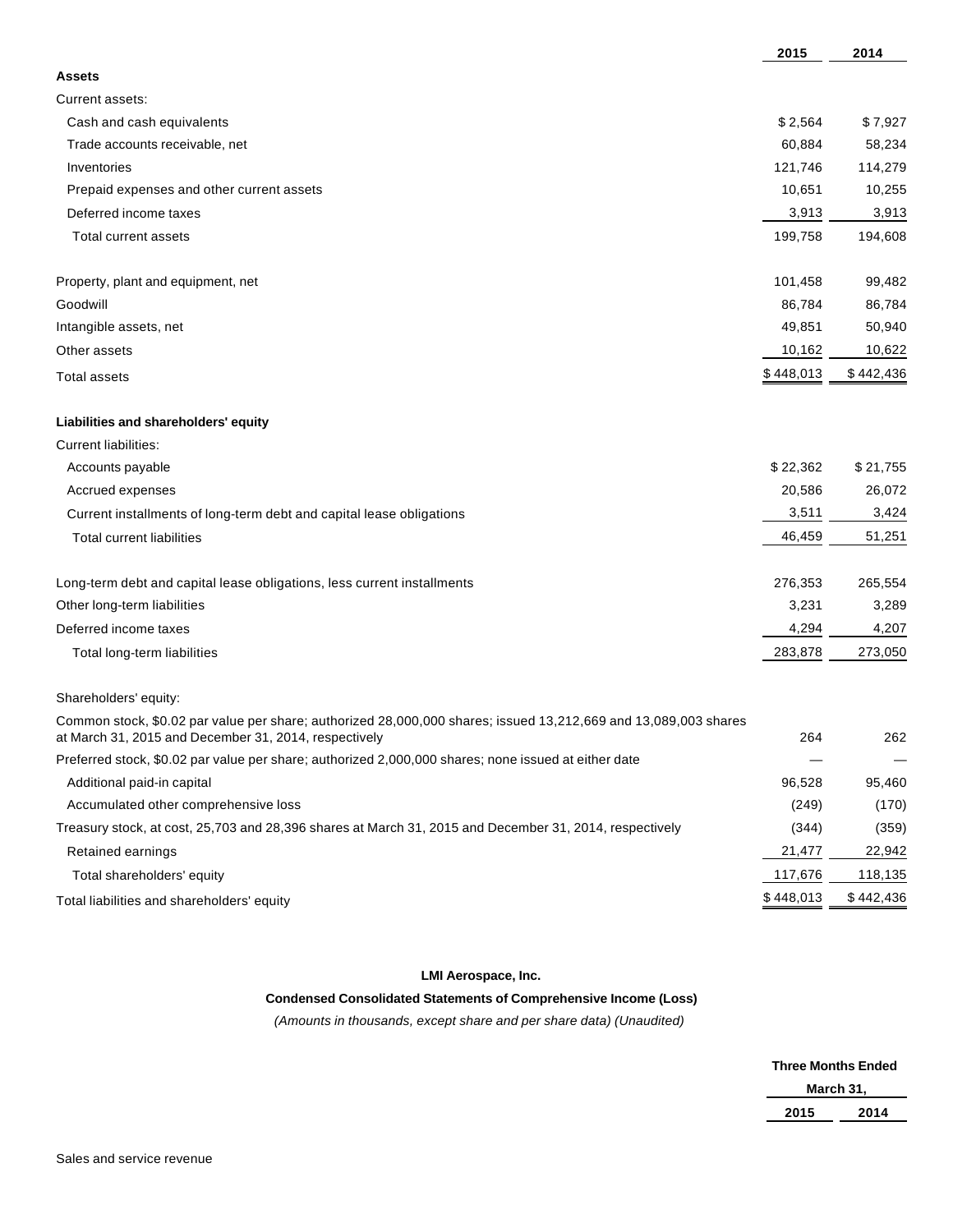| | 2015 | 2014 |
|---|---|---|
| **Assets** | | |
| Current assets: | | |
| Cash and cash equivalents | $ 2,564 | $ 7,927 |
| Trade accounts receivable, net | 60,884 | 58,234 |
| Inventories | 121,746 | 114,279 |
| Prepaid expenses and other current assets | 10,651 | 10,255 |
| Deferred income taxes | 3,913 | 3,913 |
| Total current assets | 199,758 | 194,608 |
| | | |
| Property, plant and equipment, net | 101,458 | 99,482 |
| Goodwill | 86,784 | 86,784 |
| Intangible assets, net | 49,851 | 50,940 |
| Other assets | 10,162 | 10,622 |
| Total assets | $ 448,013 | $ 442,436 |
| | | |
| **Liabilities and shareholders' equity** | | |
| Current liabilities: | | |
| Accounts payable | $ 22,362 | $ 21,755 |
| Accrued expenses | 20,586 | 26,072 |
| Current installments of long-term debt and capital lease obligations | 3,511 | 3,424 |
| Total current liabilities | 46,459 | 51,251 |
| | | |
| Long-term debt and capital lease obligations, less current installments | 276,353 | 265,554 |
| Other long-term liabilities | 3,231 | 3,289 |
| Deferred income taxes | 4,294 | 4,207 |
| Total long-term liabilities | 283,878 | 273,050 |
| | | |
| Shareholders' equity: | | |
| Common stock, $0.02 par value per share; authorized 28,000,000 shares; issued 13,212,669 and 13,089,003 shares at March 31, 2015 and December 31, 2014, respectively | 264 | 262 |
| Preferred stock, $0.02 par value per share; authorized 2,000,000 shares; none issued at either date | — | — |
| Additional paid-in capital | 96,528 | 95,460 |
| Accumulated other comprehensive loss | (249) | (170) |
| Treasury stock, at cost, 25,703 and 28,396 shares at March 31, 2015 and December 31, 2014, respectively | (344) | (359) |
| Retained earnings | 21,477 | 22,942 |
| Total shareholders' equity | 117,676 | 118,135 |
| Total liabilities and shareholders' equity | $ 448,013 | $ 442,436 |

**LMI Aerospace, Inc.**

**Condensed Consolidated Statements of Comprehensive Income (Loss)**

*(Amounts in thousands, except share and per share data) (Unaudited)*

| | Three Months Ended March 31, | |
|---|---|---|
| | 2015 | 2014 |
| Sales and service revenue | | |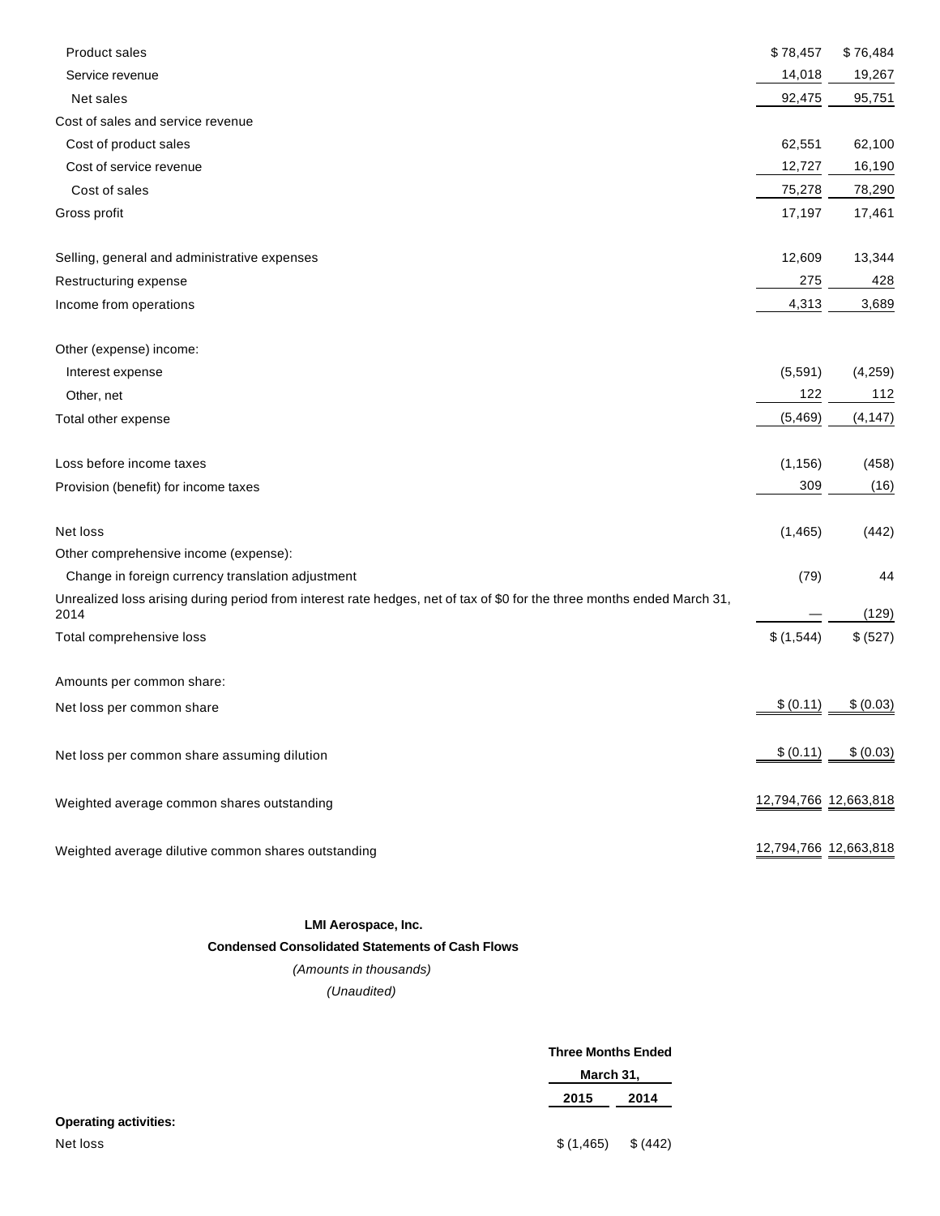| | | |
|---|---|---|
| Product sales | $ 78,457 | $ 76,484 |
| Service revenue | 14,018 | 19,267 |
| Net sales | 92,475 | 95,751 |
| Cost of sales and service revenue | | |
| Cost of product sales | 62,551 | 62,100 |
| Cost of service revenue | 12,727 | 16,190 |
| Cost of sales | 75,278 | 78,290 |
| Gross profit | 17,197 | 17,461 |
| | | |
| Selling, general and administrative expenses | 12,609 | 13,344 |
| Restructuring expense | 275 | 428 |
| Income from operations | 4,313 | 3,689 |
| | | |
| Other (expense) income: | | |
| Interest expense | (5,591) | (4,259) |
| Other, net | 122 | 112 |
| Total other expense | (5,469) | (4,147) |
| | | |
| Loss before income taxes | (1,156) | (458) |
| Provision (benefit) for income taxes | 309 | (16) |
| | | |
| Net loss | (1,465) | (442) |
| Other comprehensive income (expense): | | |
| Change in foreign currency translation adjustment | (79) | 44 |
| Unrealized loss arising during period from interest rate hedges, net of tax of $0 for the three months ended March 31, 2014 | — | (129) |
| Total comprehensive loss | $ (1,544) | $ (527) |
| | | |
| Amounts per common share: | | |
| Net loss per common share | $ (0.11) | $ (0.03) |
| | | |
| Net loss per common share assuming dilution | $ (0.11) | $ (0.03) |
| | | |
| Weighted average common shares outstanding | 12,794,766 | 12,663,818 |
| | | |
| Weighted average dilutive common shares outstanding | 12,794,766 | 12,663,818 |

**LMI Aerospace, Inc.**

**Condensed Consolidated Statements of Cash Flows**

*(Amounts in thousands)*

*(Unaudited)*

| | Three Months Ended March 31, | |
|---|---|---|
| | 2015 | 2014 |
| **Operating activities:** | | |
| Net loss | $ (1,465) | $ (442) |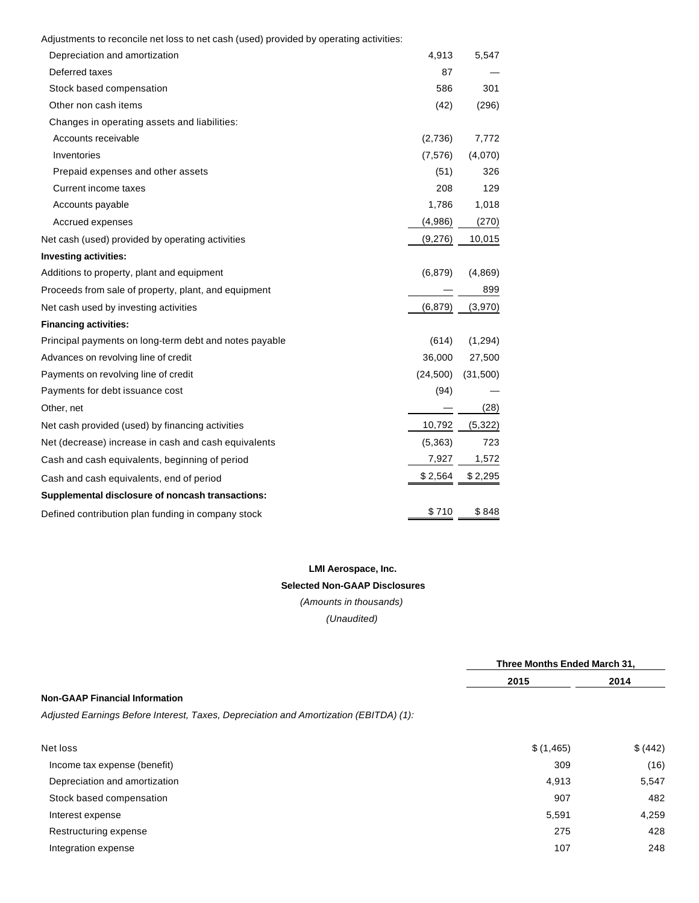| | | |
|---|---|---|
| Adjustments to reconcile net loss to net cash (used) provided by operating activities: | | |
| Depreciation and amortization | 4,913 | 5,547 |
| Deferred taxes | 87 | — |
| Stock based compensation | 586 | 301 |
| Other non cash items | (42) | (296) |
| Changes in operating assets and liabilities: | | |
| Accounts receivable | (2,736) | 7,772 |
| Inventories | (7,576) | (4,070) |
| Prepaid expenses and other assets | (51) | 326 |
| Current income taxes | 208 | 129 |
| Accounts payable | 1,786 | 1,018 |
| Accrued expenses | (4,986) | (270) |
| Net cash (used) provided by operating activities | (9,276) | 10,015 |
| **Investing activities:** | | |
| Additions to property, plant and equipment | (6,879) | (4,869) |
| Proceeds from sale of property, plant, and equipment | — | 899 |
| Net cash used by investing activities | (6,879) | (3,970) |
| **Financing activities:** | | |
| Principal payments on long-term debt and notes payable | (614) | (1,294) |
| Advances on revolving line of credit | 36,000 | 27,500 |
| Payments on revolving line of credit | (24,500) | (31,500) |
| Payments for debt issuance cost | (94) | — |
| Other, net | — | (28) |
| Net cash provided (used) by financing activities | 10,792 | (5,322) |
| Net (decrease) increase in cash and cash equivalents | (5,363) | 723 |
| Cash and cash equivalents, beginning of period | 7,927 | 1,572 |
| Cash and cash equivalents, end of period | $ 2,564 | $ 2,295 |
| **Supplemental disclosure of noncash transactions:** | | |
| Defined contribution plan funding in company stock | $ 710 | $ 848 |

**LMI Aerospace, Inc.**

**Selected Non-GAAP Disclosures**

*(Amounts in thousands)*

*(Unaudited)*

| | Three Months Ended March 31, | |
|---|---|---|
| | 2015 | 2014 |
| **Non-GAAP Financial Information** | | |
| *Adjusted Earnings Before Interest, Taxes, Depreciation and Amortization (EBITDA) (1):* | | |
| Net loss | $ (1,465) | $ (442) |
| Income tax expense (benefit) | 309 | (16) |
| Depreciation and amortization | 4,913 | 5,547 |
| Stock based compensation | 907 | 482 |
| Interest expense | 5,591 | 4,259 |
| Restructuring expense | 275 | 428 |
| Integration expense | 107 | 248 |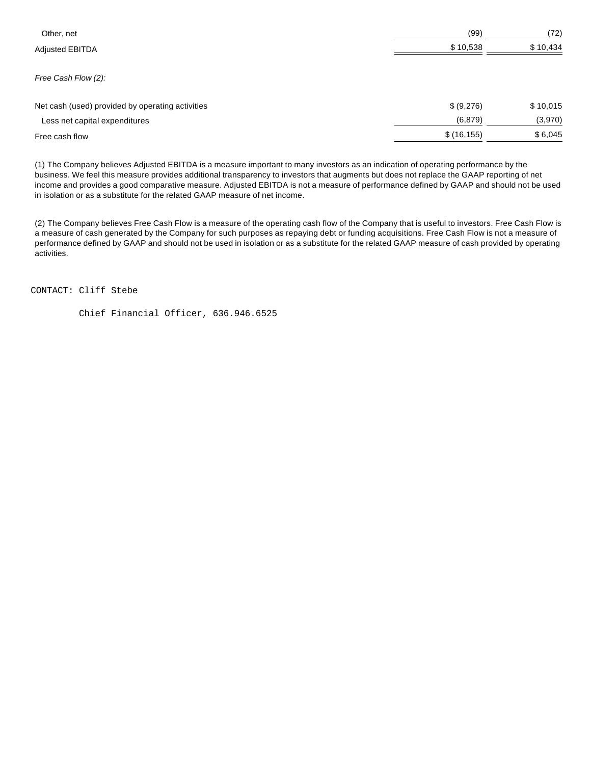| | | |
|---|---|---|
| Other, net | (99) | (72) |
| Adjusted EBITDA | $ 10,538 | $ 10,434 |
| *Free Cash Flow (2):* | | |
| Net cash (used) provided by operating activities | $ (9,276) | $ 10,015 |
| Less net capital expenditures | (6,879) | (3,970) |
| Free cash flow | $ (16,155) | $ 6,045 |

(1) The Company believes Adjusted EBITDA is a measure important to many investors as an indication of operating performance by the business. We feel this measure provides additional transparency to investors that augments but does not replace the GAAP reporting of net income and provides a good comparative measure. Adjusted EBITDA is not a measure of performance defined by GAAP and should not be used in isolation or as a substitute for the related GAAP measure of net income.

(2) The Company believes Free Cash Flow is a measure of the operating cash flow of the Company that is useful to investors. Free Cash Flow is a measure of cash generated by the Company for such purposes as repaying debt or funding acquisitions. Free Cash Flow is not a measure of performance defined by GAAP and should not be used in isolation or as a substitute for the related GAAP measure of cash provided by operating activities.

CONTACT: Cliff Stebe

Chief Financial Officer, 636.946.6525